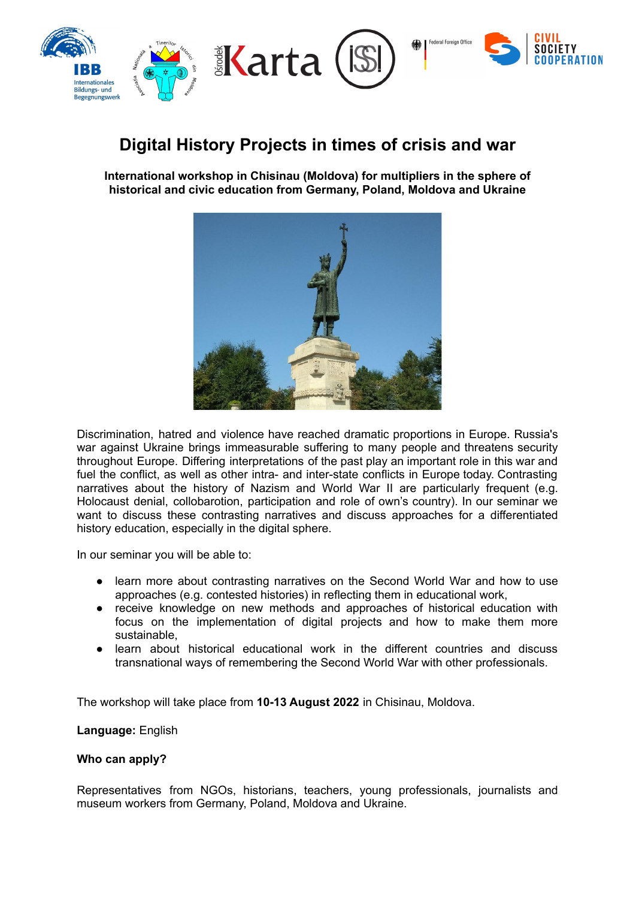# Digital History Projects in times of crisis and war

**International workshop in Chisinau (Moldova) for multipliers in the sphere of historical and civic education from Germany, Poland, Moldova and Ukraine**

Discrimination, hatred and violence have reached dramatic proportions in Europe. Russia's war against Ukraine brings immeasurable suffering to many people and threatens security throughout Europe. Differing interpretations of the past play an important role in this war and fuel the conflict, as well as other intra- and inter-state conflicts in Europe today. Contrasting narratives about the history of Nazism and World War II are particularly frequent (e.g. Holocaust denial, collobarotion, participation and role of own's country). In our seminar we want to discuss these contrasting narratives and discuss approaches for a differentiated history education, especially in the digital sphere.

In our seminar you will be able to:

- learn more about contrasting narratives on the Second World War and how to use approaches (e.g. contested histories) in reflecting them in educational work,
- receive knowledge on new methods and approaches of historical education with focus on the implementation of digital projects and how to make them more sustainable,
- learn about historical educational work in the different countries and discuss transnational ways of remembering the Second World War with other professionals.

The workshop will take place from **10-13 August 2022** in Chisinau, Moldova.

**Language:** English

**Who can apply?**

Representatives from NGOs, historians, teachers, young professionals, journalists and museum workers from Germany, Poland, Moldova and Ukraine.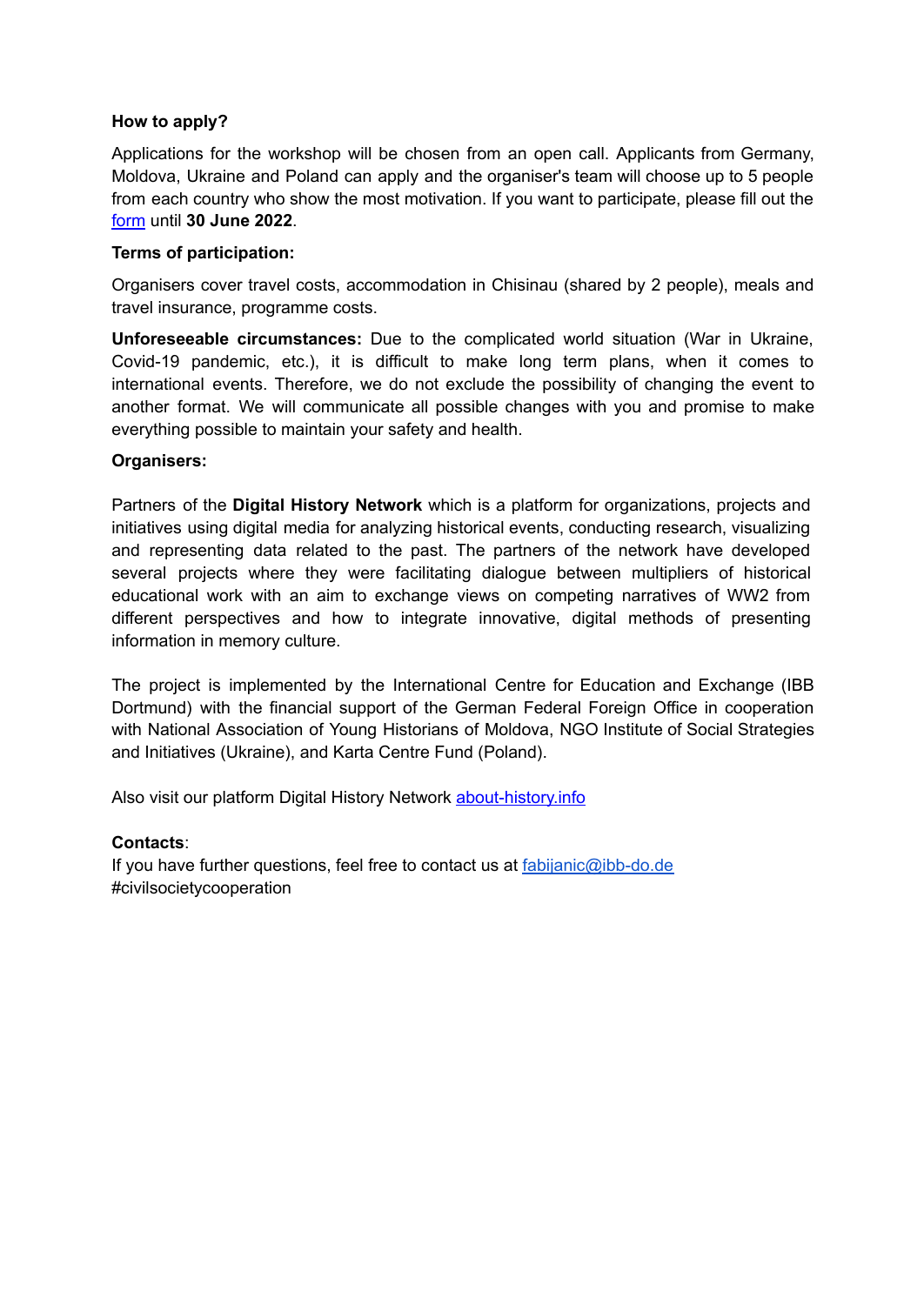**How to apply?**

Applications for the workshop will be chosen from an open call. Applicants from Germany, Moldova, Ukraine and Poland can apply and the organiser's team will choose up to 5 people from each country who show the most motivation. If you want to participate, please fill out the [form](#) until **30 June 2022**.

**Terms of participation:**

Organisers cover travel costs, accommodation in Chisinau (shared by 2 people), meals and travel insurance, programme costs.

**Unforeseeable circumstances:** Due to the complicated world situation (War in Ukraine, Covid-19 pandemic, etc.), it is difficult to make long term plans, when it comes to international events. Therefore, we do not exclude the possibility of changing the event to another format. We will communicate all possible changes with you and promise to make everything possible to maintain your safety and health.

**Organisers:**

Partners of the **Digital History Network** which is a platform for organizations, projects and initiatives using digital media for analyzing historical events, conducting research, visualizing and representing data related to the past. The partners of the network have developed several projects where they were facilitating dialogue between multipliers of historical educational work with an aim to exchange views on competing narratives of WW2 from different perspectives and how to integrate innovative, digital methods of presenting information in memory culture.

The project is implemented by the International Centre for Education and Exchange (IBB Dortmund) with the financial support of the German Federal Foreign Office in cooperation with National Association of Young Historians of Moldova, NGO Institute of Social Strategies and Initiatives (Ukraine), and Karta Centre Fund (Poland).

Also visit our platform Digital History Network [about-history.info](about-history.info)

**Contacts**:
If you have further questions, feel free to contact us at [fabijanic@ibb-do.de](mailto:fabijanic@ibb-do.de)
#civilsocietycooperation